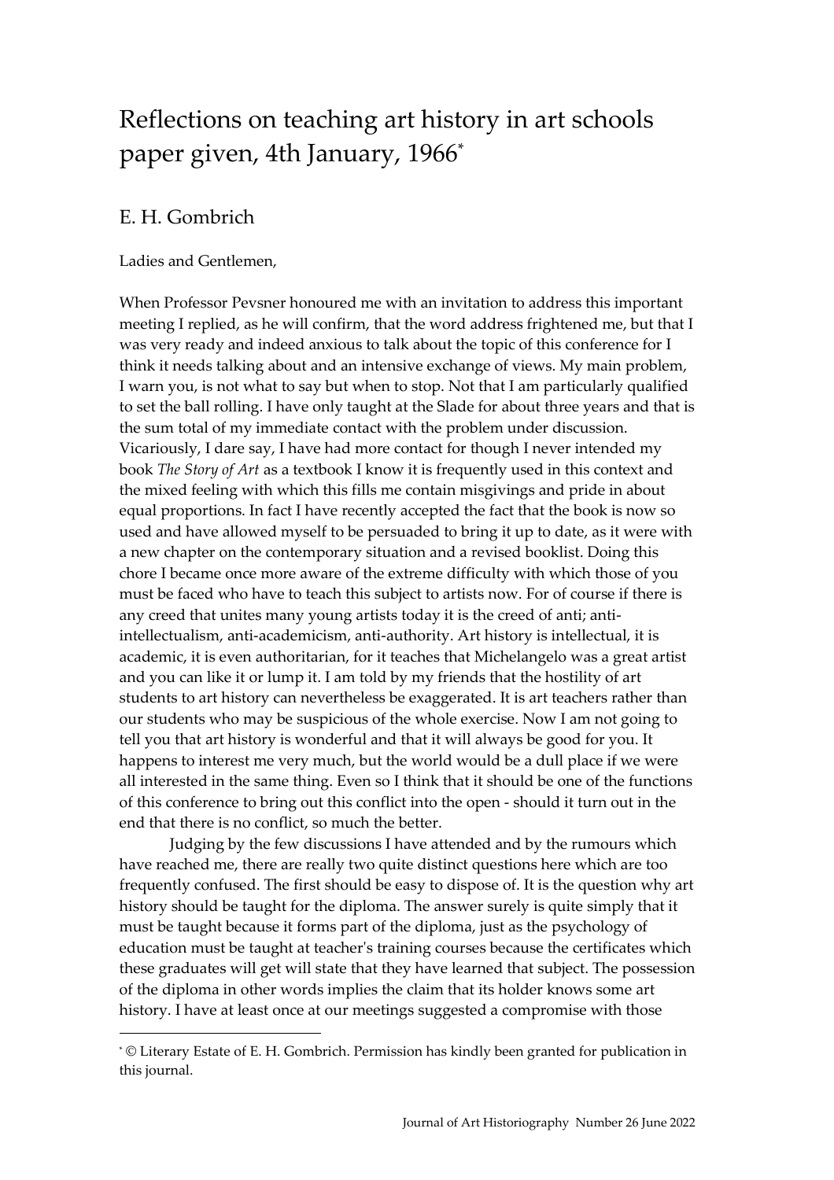# Reflections on teaching art history in art schools paper given, 4th January, 1966*

## E. H. Gombrich

Ladies and Gentlemen,

When Professor Pevsner honoured me with an invitation to address this important meeting I replied, as he will confirm, that the word address frightened me, but that I was very ready and indeed anxious to talk about the topic of this conference for I think it needs talking about and an intensive exchange of views. My main problem, I warn you, is not what to say but when to stop. Not that I am particularly qualified to set the ball rolling. I have only taught at the Slade for about three years and that is the sum total of my immediate contact with the problem under discussion. Vicariously, I dare say, I have had more contact for though I never intended my book *The Story of Art* as a textbook I know it is frequently used in this context and the mixed feeling with which this fills me contain misgivings and pride in about equal proportions. In fact I have recently accepted the fact that the book is now so used and have allowed myself to be persuaded to bring it up to date, as it were with a new chapter on the contemporary situation and a revised booklist. Doing this chore I became once more aware of the extreme difficulty with which those of you must be faced who have to teach this subject to artists now. For of course if there is any creed that unites many young artists today it is the creed of anti; anti-intellectualism, anti-academicism, anti-authority. Art history is intellectual, it is academic, it is even authoritarian, for it teaches that Michelangelo was a great artist and you can like it or lump it. I am told by my friends that the hostility of art students to art history can nevertheless be exaggerated. It is art teachers rather than our students who may be suspicious of the whole exercise. Now I am not going to tell you that art history is wonderful and that it will always be good for you. It happens to interest me very much, but the world would be a dull place if we were all interested in the same thing. Even so I think that it should be one of the functions of this conference to bring out this conflict into the open - should it turn out in the end that there is no conflict, so much the better.

Judging by the few discussions I have attended and by the rumours which have reached me, there are really two quite distinct questions here which are too frequently confused. The first should be easy to dispose of. It is the question why art history should be taught for the diploma. The answer surely is quite simply that it must be taught because it forms part of the diploma, just as the psychology of education must be taught at teacher's training courses because the certificates which these graduates will get will state that they have learned that subject. The possession of the diploma in other words implies the claim that its holder knows some art history. I have at least once at our meetings suggested a compromise with those

* © Literary Estate of E. H. Gombrich. Permission has kindly been granted for publication in this journal.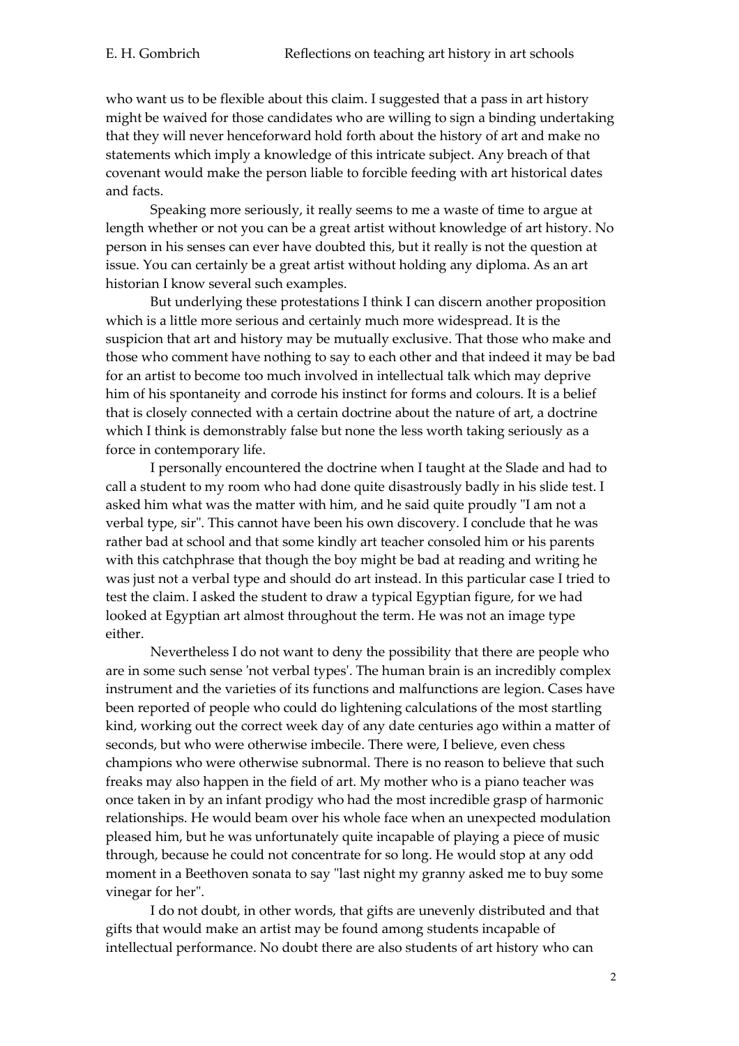who want us to be flexible about this claim. I suggested that a pass in art history might be waived for those candidates who are willing to sign a binding undertaking that they will never henceforward hold forth about the history of art and make no statements which imply a knowledge of this intricate subject. Any breach of that covenant would make the person liable to forcible feeding with art historical dates and facts.

Speaking more seriously, it really seems to me a waste of time to argue at length whether or not you can be a great artist without knowledge of art history. No person in his senses can ever have doubted this, but it really is not the question at issue. You can certainly be a great artist without holding any diploma. As an art historian I know several such examples.

But underlying these protestations I think I can discern another proposition which is a little more serious and certainly much more widespread. It is the suspicion that art and history may be mutually exclusive. That those who make and those who comment have nothing to say to each other and that indeed it may be bad for an artist to become too much involved in intellectual talk which may deprive him of his spontaneity and corrode his instinct for forms and colours. It is a belief that is closely connected with a certain doctrine about the nature of art, a doctrine which I think is demonstrably false but none the less worth taking seriously as a force in contemporary life.

I personally encountered the doctrine when I taught at the Slade and had to call a student to my room who had done quite disastrously badly in his slide test. I asked him what was the matter with him, and he said quite proudly "I am not a verbal type, sir". This cannot have been his own discovery. I conclude that he was rather bad at school and that some kindly art teacher consoled him or his parents with this catchphrase that though the boy might be bad at reading and writing he was just not a verbal type and should do art instead. In this particular case I tried to test the claim. I asked the student to draw a typical Egyptian figure, for we had looked at Egyptian art almost throughout the term. He was not an image type either.

Nevertheless I do not want to deny the possibility that there are people who are in some such sense 'not verbal types'. The human brain is an incredibly complex instrument and the varieties of its functions and malfunctions are legion. Cases have been reported of people who could do lightening calculations of the most startling kind, working out the correct week day of any date centuries ago within a matter of seconds, but who were otherwise imbecile. There were, I believe, even chess champions who were otherwise subnormal. There is no reason to believe that such freaks may also happen in the field of art. My mother who is a piano teacher was once taken in by an infant prodigy who had the most incredible grasp of harmonic relationships. He would beam over his whole face when an unexpected modulation pleased him, but he was unfortunately quite incapable of playing a piece of music through, because he could not concentrate for so long. He would stop at any odd moment in a Beethoven sonata to say "last night my granny asked me to buy some vinegar for her".

I do not doubt, in other words, that gifts are unevenly distributed and that gifts that would make an artist may be found among students incapable of intellectual performance. No doubt there are also students of art history who can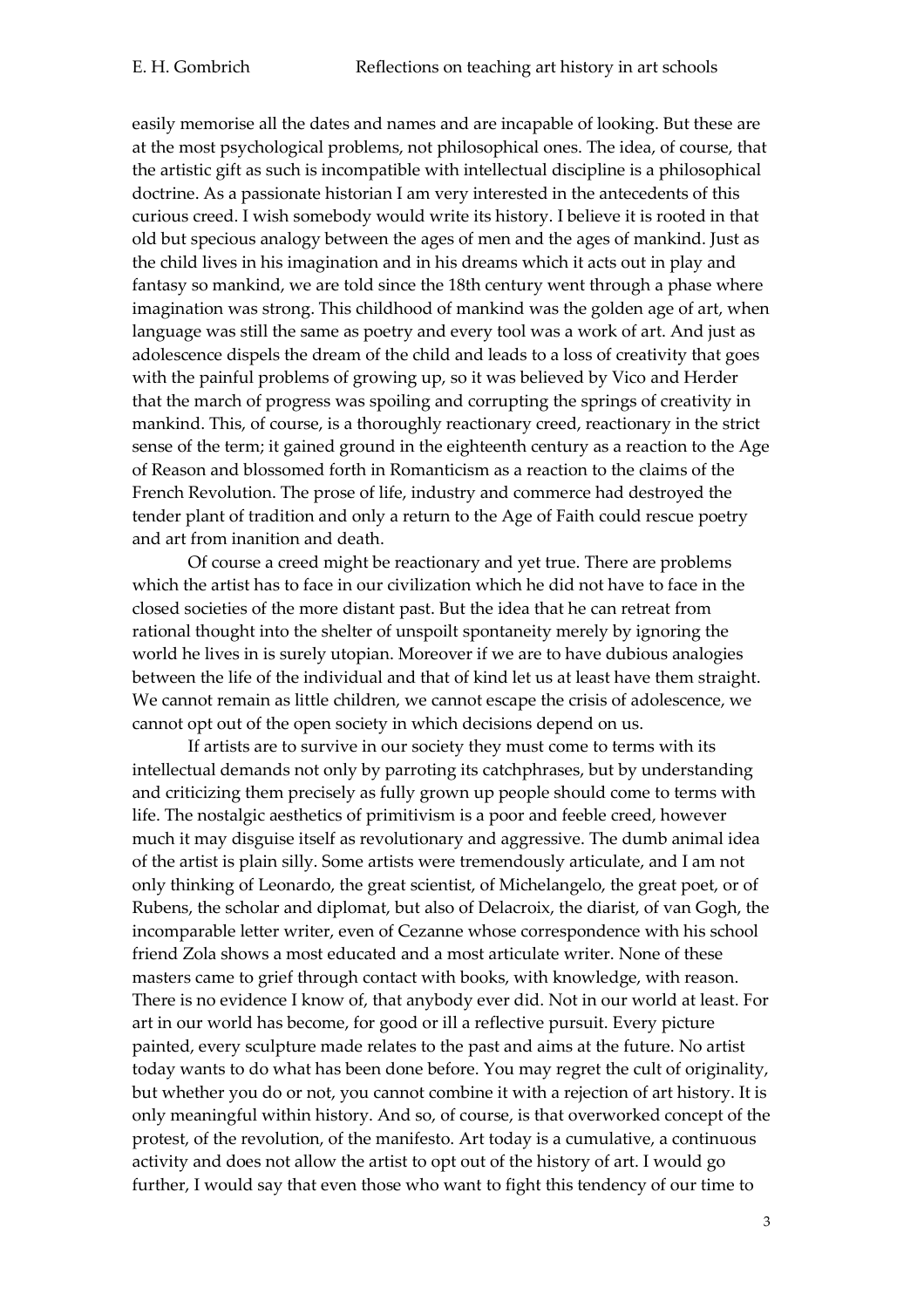easily memorise all the dates and names and are incapable of looking. But these are at the most psychological problems, not philosophical ones. The idea, of course, that the artistic gift as such is incompatible with intellectual discipline is a philosophical doctrine. As a passionate historian I am very interested in the antecedents of this curious creed. I wish somebody would write its history. I believe it is rooted in that old but specious analogy between the ages of men and the ages of mankind. Just as the child lives in his imagination and in his dreams which it acts out in play and fantasy so mankind, we are told since the 18th century went through a phase where imagination was strong. This childhood of mankind was the golden age of art, when language was still the same as poetry and every tool was a work of art. And just as adolescence dispels the dream of the child and leads to a loss of creativity that goes with the painful problems of growing up, so it was believed by Vico and Herder that the march of progress was spoiling and corrupting the springs of creativity in mankind. This, of course, is a thoroughly reactionary creed, reactionary in the strict sense of the term; it gained ground in the eighteenth century as a reaction to the Age of Reason and blossomed forth in Romanticism as a reaction to the claims of the French Revolution. The prose of life, industry and commerce had destroyed the tender plant of tradition and only a return to the Age of Faith could rescue poetry and art from inanition and death.

Of course a creed might be reactionary and yet true. There are problems which the artist has to face in our civilization which he did not have to face in the closed societies of the more distant past. But the idea that he can retreat from rational thought into the shelter of unspoilt spontaneity merely by ignoring the world he lives in is surely utopian. Moreover if we are to have dubious analogies between the life of the individual and that of kind let us at least have them straight. We cannot remain as little children, we cannot escape the crisis of adolescence, we cannot opt out of the open society in which decisions depend on us.

If artists are to survive in our society they must come to terms with its intellectual demands not only by parroting its catchphrases, but by understanding and criticizing them precisely as fully grown up people should come to terms with life. The nostalgic aesthetics of primitivism is a poor and feeble creed, however much it may disguise itself as revolutionary and aggressive. The dumb animal idea of the artist is plain silly. Some artists were tremendously articulate, and I am not only thinking of Leonardo, the great scientist, of Michelangelo, the great poet, or of Rubens, the scholar and diplomat, but also of Delacroix, the diarist, of van Gogh, the incomparable letter writer, even of Cezanne whose correspondence with his school friend Zola shows a most educated and a most articulate writer. None of these masters came to grief through contact with books, with knowledge, with reason. There is no evidence I know of, that anybody ever did. Not in our world at least. For art in our world has become, for good or ill a reflective pursuit. Every picture painted, every sculpture made relates to the past and aims at the future. No artist today wants to do what has been done before. You may regret the cult of originality, but whether you do or not, you cannot combine it with a rejection of art history. It is only meaningful within history. And so, of course, is that overworked concept of the protest, of the revolution, of the manifesto. Art today is a cumulative, a continuous activity and does not allow the artist to opt out of the history of art. I would go further, I would say that even those who want to fight this tendency of our time to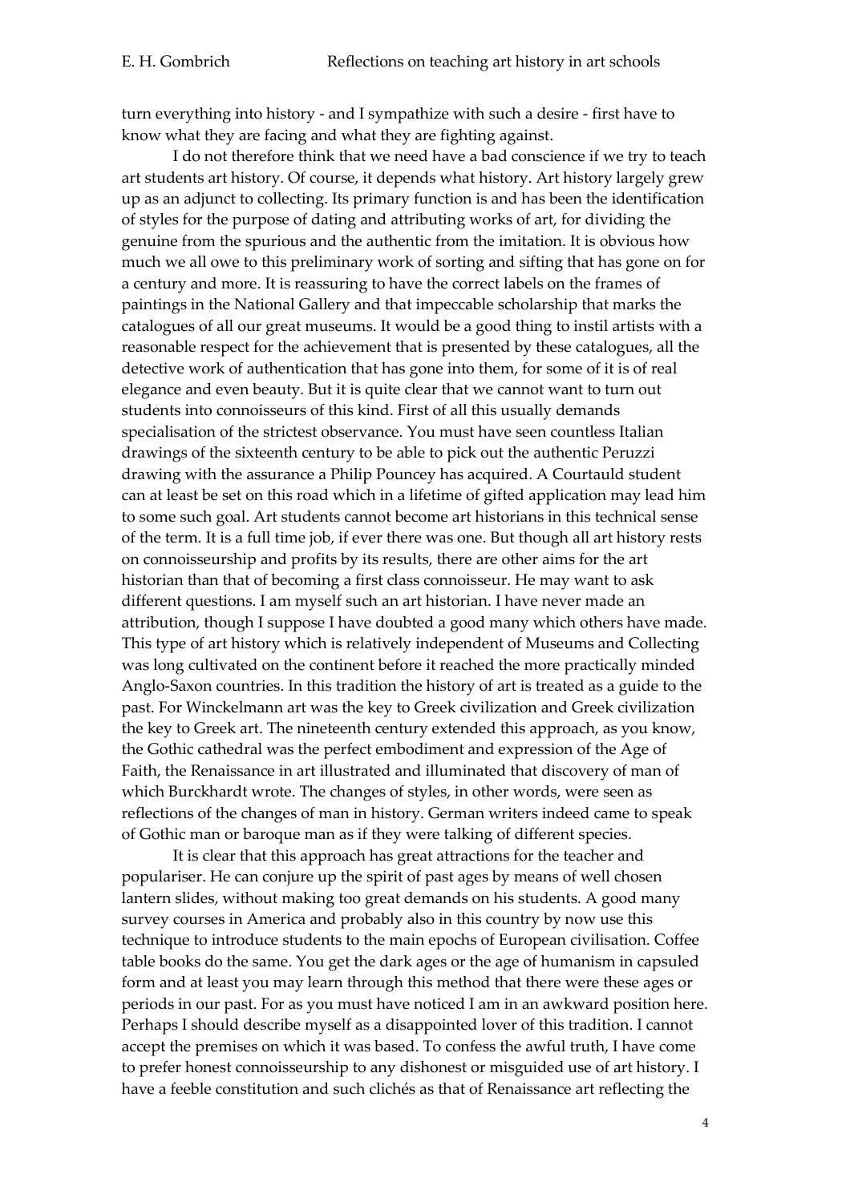turn everything into history - and I sympathize with such a desire - first have to know what they are facing and what they are fighting against.

I do not therefore think that we need have a bad conscience if we try to teach art students art history. Of course, it depends what history. Art history largely grew up as an adjunct to collecting. Its primary function is and has been the identification of styles for the purpose of dating and attributing works of art, for dividing the genuine from the spurious and the authentic from the imitation. It is obvious how much we all owe to this preliminary work of sorting and sifting that has gone on for a century and more. It is reassuring to have the correct labels on the frames of paintings in the National Gallery and that impeccable scholarship that marks the catalogues of all our great museums. It would be a good thing to instil artists with a reasonable respect for the achievement that is presented by these catalogues, all the detective work of authentication that has gone into them, for some of it is of real elegance and even beauty. But it is quite clear that we cannot want to turn out students into connoisseurs of this kind. First of all this usually demands specialisation of the strictest observance. You must have seen countless Italian drawings of the sixteenth century to be able to pick out the authentic Peruzzi drawing with the assurance a Philip Pouncey has acquired. A Courtauld student can at least be set on this road which in a lifetime of gifted application may lead him to some such goal. Art students cannot become art historians in this technical sense of the term. It is a full time job, if ever there was one. But though all art history rests on connoisseurship and profits by its results, there are other aims for the art historian than that of becoming a first class connoisseur. He may want to ask different questions. I am myself such an art historian. I have never made an attribution, though I suppose I have doubted a good many which others have made. This type of art history which is relatively independent of Museums and Collecting was long cultivated on the continent before it reached the more practically minded Anglo-Saxon countries. In this tradition the history of art is treated as a guide to the past. For Winckelmann art was the key to Greek civilization and Greek civilization the key to Greek art. The nineteenth century extended this approach, as you know, the Gothic cathedral was the perfect embodiment and expression of the Age of Faith, the Renaissance in art illustrated and illuminated that discovery of man of which Burckhardt wrote. The changes of styles, in other words, were seen as reflections of the changes of man in history. German writers indeed came to speak of Gothic man or baroque man as if they were talking of different species.

It is clear that this approach has great attractions for the teacher and populariser. He can conjure up the spirit of past ages by means of well chosen lantern slides, without making too great demands on his students. A good many survey courses in America and probably also in this country by now use this technique to introduce students to the main epochs of European civilisation. Coffee table books do the same. You get the dark ages or the age of humanism in capsuled form and at least you may learn through this method that there were these ages or periods in our past. For as you must have noticed I am in an awkward position here. Perhaps I should describe myself as a disappointed lover of this tradition. I cannot accept the premises on which it was based. To confess the awful truth, I have come to prefer honest connoisseurship to any dishonest or misguided use of art history. I have a feeble constitution and such clichés as that of Renaissance art reflecting the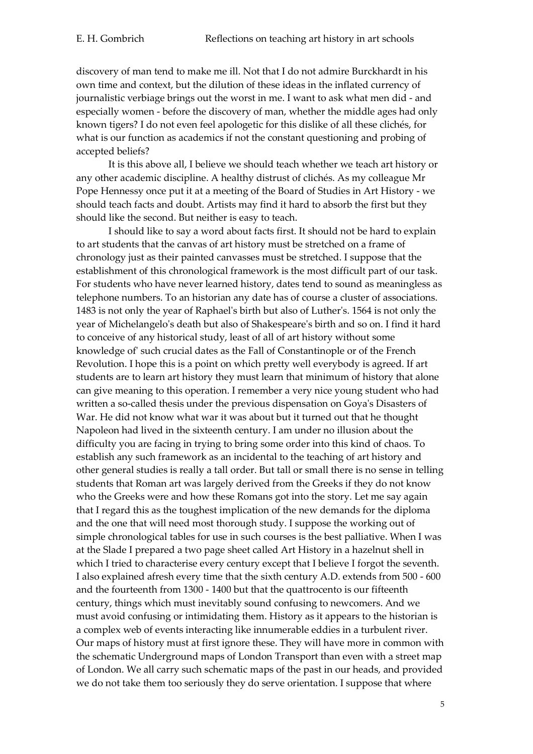discovery of man tend to make me ill. Not that I do not admire Burckhardt in his own time and context, but the dilution of these ideas in the inflated currency of journalistic verbiage brings out the worst in me. I want to ask what men did - and especially women - before the discovery of man, whether the middle ages had only known tigers? I do not even feel apologetic for this dislike of all these clichés, for what is our function as academics if not the constant questioning and probing of accepted beliefs?

It is this above all, I believe we should teach whether we teach art history or any other academic discipline. A healthy distrust of clichés. As my colleague Mr Pope Hennessy once put it at a meeting of the Board of Studies in Art History - we should teach facts and doubt. Artists may find it hard to absorb the first but they should like the second. But neither is easy to teach.

I should like to say a word about facts first. It should not be hard to explain to art students that the canvas of art history must be stretched on a frame of chronology just as their painted canvasses must be stretched. I suppose that the establishment of this chronological framework is the most difficult part of our task. For students who have never learned history, dates tend to sound as meaningless as telephone numbers. To an historian any date has of course a cluster of associations. 1483 is not only the year of Raphael's birth but also of Luther's. 1564 is not only the year of Michelangelo's death but also of Shakespeare's birth and so on. I find it hard to conceive of any historical study, least of all of art history without some knowledge of' such crucial dates as the Fall of Constantinople or of the French Revolution. I hope this is a point on which pretty well everybody is agreed. If art students are to learn art history they must learn that minimum of history that alone can give meaning to this operation. I remember a very nice young student who had written a so-called thesis under the previous dispensation on Goya's Disasters of War. He did not know what war it was about but it turned out that he thought Napoleon had lived in the sixteenth century. I am under no illusion about the difficulty you are facing in trying to bring some order into this kind of chaos. To establish any such framework as an incidental to the teaching of art history and other general studies is really a tall order. But tall or small there is no sense in telling students that Roman art was largely derived from the Greeks if they do not know who the Greeks were and how these Romans got into the story. Let me say again that I regard this as the toughest implication of the new demands for the diploma and the one that will need most thorough study. I suppose the working out of simple chronological tables for use in such courses is the best palliative. When I was at the Slade I prepared a two page sheet called Art History in a hazelnut shell in which I tried to characterise every century except that I believe I forgot the seventh. I also explained afresh every time that the sixth century A.D. extends from 500 - 600 and the fourteenth from 1300 - 1400 but that the quattrocento is our fifteenth century, things which must inevitably sound confusing to newcomers. And we must avoid confusing or intimidating them. History as it appears to the historian is a complex web of events interacting like innumerable eddies in a turbulent river. Our maps of history must at first ignore these. They will have more in common with the schematic Underground maps of London Transport than even with a street map of London. We all carry such schematic maps of the past in our heads, and provided we do not take them too seriously they do serve orientation. I suppose that where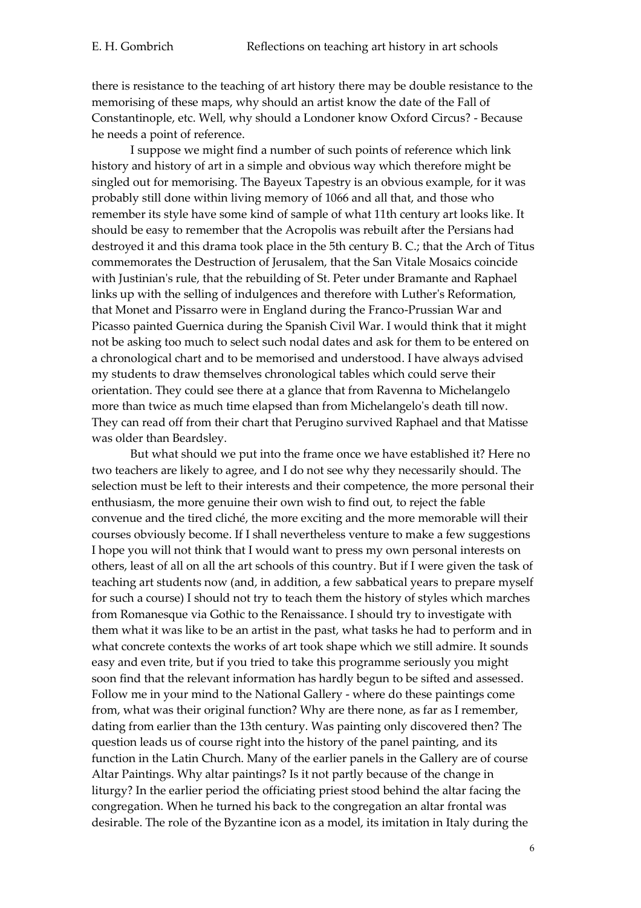there is resistance to the teaching of art history there may be double resistance to the memorising of these maps, why should an artist know the date of the Fall of Constantinople, etc. Well, why should a Londoner know Oxford Circus? - Because he needs a point of reference.

I suppose we might find a number of such points of reference which link history and history of art in a simple and obvious way which therefore might be singled out for memorising. The Bayeux Tapestry is an obvious example, for it was probably still done within living memory of 1066 and all that, and those who remember its style have some kind of sample of what 11th century art looks like. It should be easy to remember that the Acropolis was rebuilt after the Persians had destroyed it and this drama took place in the 5th century B. C.; that the Arch of Titus commemorates the Destruction of Jerusalem, that the San Vitale Mosaics coincide with Justinian's rule, that the rebuilding of St. Peter under Bramante and Raphael links up with the selling of indulgences and therefore with Luther's Reformation, that Monet and Pissarro were in England during the Franco-Prussian War and Picasso painted Guernica during the Spanish Civil War. I would think that it might not be asking too much to select such nodal dates and ask for them to be entered on a chronological chart and to be memorised and understood. I have always advised my students to draw themselves chronological tables which could serve their orientation. They could see there at a glance that from Ravenna to Michelangelo more than twice as much time elapsed than from Michelangelo's death till now. They can read off from their chart that Perugino survived Raphael and that Matisse was older than Beardsley.

But what should we put into the frame once we have established it? Here no two teachers are likely to agree, and I do not see why they necessarily should. The selection must be left to their interests and their competence, the more personal their enthusiasm, the more genuine their own wish to find out, to reject the fable convenue and the tired cliché, the more exciting and the more memorable will their courses obviously become. If I shall nevertheless venture to make a few suggestions I hope you will not think that I would want to press my own personal interests on others, least of all on all the art schools of this country. But if I were given the task of teaching art students now (and, in addition, a few sabbatical years to prepare myself for such a course) I should not try to teach them the history of styles which marches from Romanesque via Gothic to the Renaissance. I should try to investigate with them what it was like to be an artist in the past, what tasks he had to perform and in what concrete contexts the works of art took shape which we still admire. It sounds easy and even trite, but if you tried to take this programme seriously you might soon find that the relevant information has hardly begun to be sifted and assessed. Follow me in your mind to the National Gallery - where do these paintings come from, what was their original function? Why are there none, as far as I remember, dating from earlier than the 13th century. Was painting only discovered then? The question leads us of course right into the history of the panel painting, and its function in the Latin Church. Many of the earlier panels in the Gallery are of course Altar Paintings. Why altar paintings? Is it not partly because of the change in liturgy? In the earlier period the officiating priest stood behind the altar facing the congregation. When he turned his back to the congregation an altar frontal was desirable. The role of the Byzantine icon as a model, its imitation in Italy during the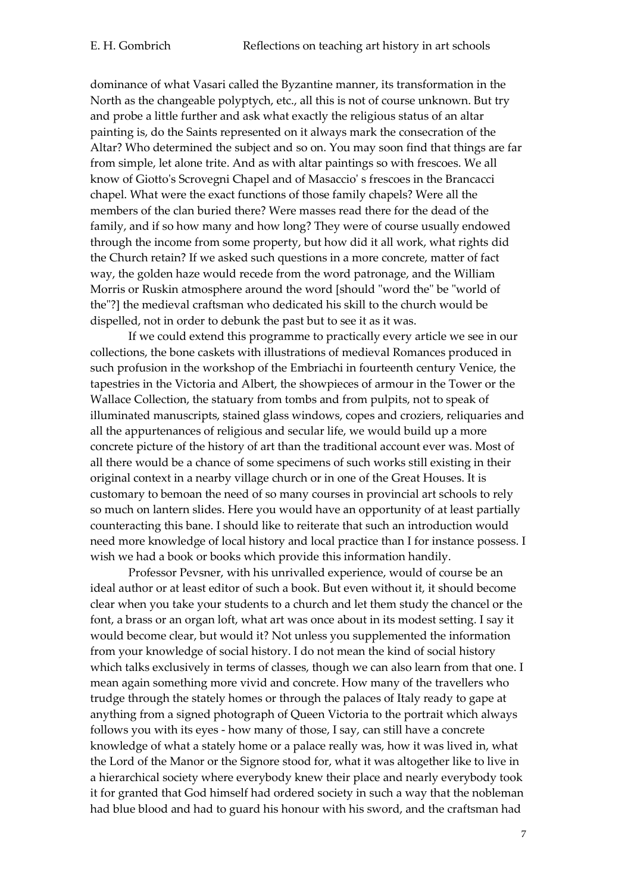dominance of what Vasari called the Byzantine manner, its transformation in the North as the changeable polyptych, etc., all this is not of course unknown. But try and probe a little further and ask what exactly the religious status of an altar painting is, do the Saints represented on it always mark the consecration of the Altar? Who determined the subject and so on. You may soon find that things are far from simple, let alone trite. And as with altar paintings so with frescoes. We all know of Giotto's Scrovegni Chapel and of Masaccio' s frescoes in the Brancacci chapel. What were the exact functions of those family chapels? Were all the members of the clan buried there? Were masses read there for the dead of the family, and if so how many and how long? They were of course usually endowed through the income from some property, but how did it all work, what rights did the Church retain? If we asked such questions in a more concrete, matter of fact way, the golden haze would recede from the word patronage, and the William Morris or Ruskin atmosphere around the word [should "word the" be "world of the"?] the medieval craftsman who dedicated his skill to the church would be dispelled, not in order to debunk the past but to see it as it was.

If we could extend this programme to practically every article we see in our collections, the bone caskets with illustrations of medieval Romances produced in such profusion in the workshop of the Embriachi in fourteenth century Venice, the tapestries in the Victoria and Albert, the showpieces of armour in the Tower or the Wallace Collection, the statuary from tombs and from pulpits, not to speak of illuminated manuscripts, stained glass windows, copes and croziers, reliquaries and all the appurtenances of religious and secular life, we would build up a more concrete picture of the history of art than the traditional account ever was. Most of all there would be a chance of some specimens of such works still existing in their original context in a nearby village church or in one of the Great Houses. It is customary to bemoan the need of so many courses in provincial art schools to rely so much on lantern slides. Here you would have an opportunity of at least partially counteracting this bane. I should like to reiterate that such an introduction would need more knowledge of local history and local practice than I for instance possess. I wish we had a book or books which provide this information handily.

Professor Pevsner, with his unrivalled experience, would of course be an ideal author or at least editor of such a book. But even without it, it should become clear when you take your students to a church and let them study the chancel or the font, a brass or an organ loft, what art was once about in its modest setting. I say it would become clear, but would it? Not unless you supplemented the information from your knowledge of social history. I do not mean the kind of social history which talks exclusively in terms of classes, though we can also learn from that one. I mean again something more vivid and concrete. How many of the travellers who trudge through the stately homes or through the palaces of Italy ready to gape at anything from a signed photograph of Queen Victoria to the portrait which always follows you with its eyes - how many of those, I say, can still have a concrete knowledge of what a stately home or a palace really was, how it was lived in, what the Lord of the Manor or the Signore stood for, what it was altogether like to live in a hierarchical society where everybody knew their place and nearly everybody took it for granted that God himself had ordered society in such a way that the nobleman had blue blood and had to guard his honour with his sword, and the craftsman had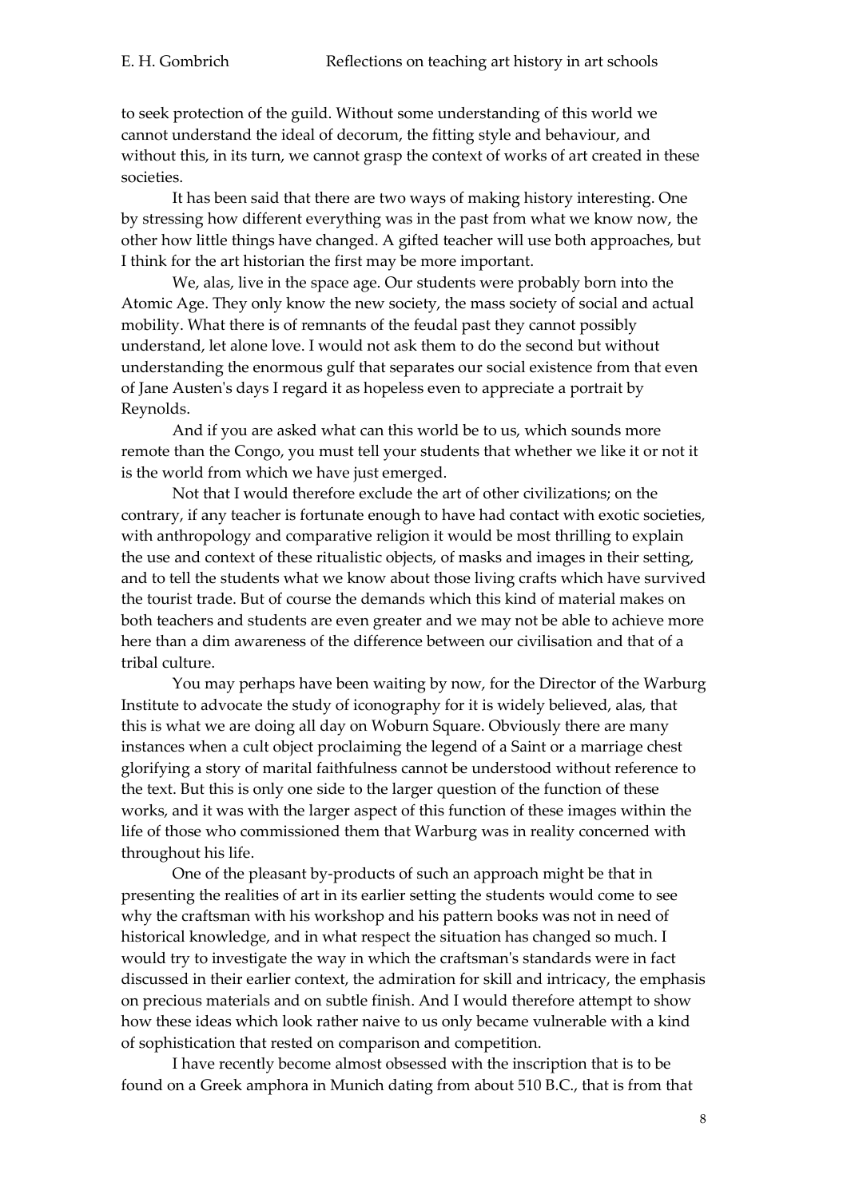to seek protection of the guild. Without some understanding of this world we cannot understand the ideal of decorum, the fitting style and behaviour, and without this, in its turn, we cannot grasp the context of works of art created in these societies.

It has been said that there are two ways of making history interesting. One by stressing how different everything was in the past from what we know now, the other how little things have changed. A gifted teacher will use both approaches, but I think for the art historian the first may be more important.

We, alas, live in the space age. Our students were probably born into the Atomic Age. They only know the new society, the mass society of social and actual mobility. What there is of remnants of the feudal past they cannot possibly understand, let alone love. I would not ask them to do the second but without understanding the enormous gulf that separates our social existence from that even of Jane Austen's days I regard it as hopeless even to appreciate a portrait by Reynolds.

And if you are asked what can this world be to us, which sounds more remote than the Congo, you must tell your students that whether we like it or not it is the world from which we have just emerged.

Not that I would therefore exclude the art of other civilizations; on the contrary, if any teacher is fortunate enough to have had contact with exotic societies, with anthropology and comparative religion it would be most thrilling to explain the use and context of these ritualistic objects, of masks and images in their setting, and to tell the students what we know about those living crafts which have survived the tourist trade. But of course the demands which this kind of material makes on both teachers and students are even greater and we may not be able to achieve more here than a dim awareness of the difference between our civilisation and that of a tribal culture.

You may perhaps have been waiting by now, for the Director of the Warburg Institute to advocate the study of iconography for it is widely believed, alas, that this is what we are doing all day on Woburn Square. Obviously there are many instances when a cult object proclaiming the legend of a Saint or a marriage chest glorifying a story of marital faithfulness cannot be understood without reference to the text. But this is only one side to the larger question of the function of these works, and it was with the larger aspect of this function of these images within the life of those who commissioned them that Warburg was in reality concerned with throughout his life.

One of the pleasant by-products of such an approach might be that in presenting the realities of art in its earlier setting the students would come to see why the craftsman with his workshop and his pattern books was not in need of historical knowledge, and in what respect the situation has changed so much. I would try to investigate the way in which the craftsman's standards were in fact discussed in their earlier context, the admiration for skill and intricacy, the emphasis on precious materials and on subtle finish. And I would therefore attempt to show how these ideas which look rather naive to us only became vulnerable with a kind of sophistication that rested on comparison and competition.

I have recently become almost obsessed with the inscription that is to be found on a Greek amphora in Munich dating from about 510 B.C., that is from that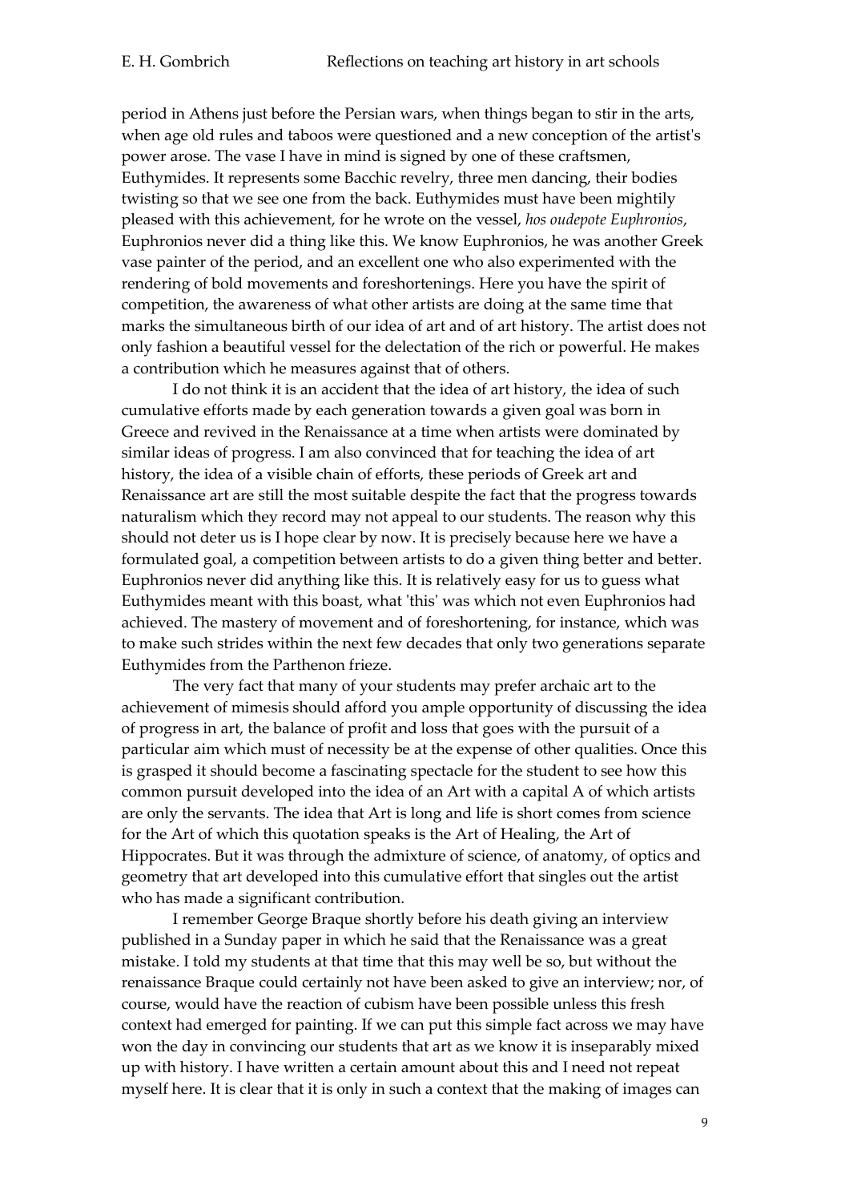period in Athens just before the Persian wars, when things began to stir in the arts, when age old rules and taboos were questioned and a new conception of the artist's power arose. The vase I have in mind is signed by one of these craftsmen, Euthymides. It represents some Bacchic revelry, three men dancing, their bodies twisting so that we see one from the back. Euthymides must have been mightily pleased with this achievement, for he wrote on the vessel, *hos oudepote Euphronios*, Euphronios never did a thing like this. We know Euphronios, he was another Greek vase painter of the period, and an excellent one who also experimented with the rendering of bold movements and foreshortenings. Here you have the spirit of competition, the awareness of what other artists are doing at the same time that marks the simultaneous birth of our idea of art and of art history. The artist does not only fashion a beautiful vessel for the delectation of the rich or powerful. He makes a contribution which he measures against that of others.

I do not think it is an accident that the idea of art history, the idea of such cumulative efforts made by each generation towards a given goal was born in Greece and revived in the Renaissance at a time when artists were dominated by similar ideas of progress. I am also convinced that for teaching the idea of art history, the idea of a visible chain of efforts, these periods of Greek art and Renaissance art are still the most suitable despite the fact that the progress towards naturalism which they record may not appeal to our students. The reason why this should not deter us is I hope clear by now. It is precisely because here we have a formulated goal, a competition between artists to do a given thing better and better. Euphronios never did anything like this. It is relatively easy for us to guess what Euthymides meant with this boast, what 'this' was which not even Euphronios had achieved. The mastery of movement and of foreshortening, for instance, which was to make such strides within the next few decades that only two generations separate Euthymides from the Parthenon frieze.

The very fact that many of your students may prefer archaic art to the achievement of mimesis should afford you ample opportunity of discussing the idea of progress in art, the balance of profit and loss that goes with the pursuit of a particular aim which must of necessity be at the expense of other qualities. Once this is grasped it should become a fascinating spectacle for the student to see how this common pursuit developed into the idea of an Art with a capital A of which artists are only the servants. The idea that Art is long and life is short comes from science for the Art of which this quotation speaks is the Art of Healing, the Art of Hippocrates. But it was through the admixture of science, of anatomy, of optics and geometry that art developed into this cumulative effort that singles out the artist who has made a significant contribution.

I remember George Braque shortly before his death giving an interview published in a Sunday paper in which he said that the Renaissance was a great mistake. I told my students at that time that this may well be so, but without the renaissance Braque could certainly not have been asked to give an interview; nor, of course, would have the reaction of cubism have been possible unless this fresh context had emerged for painting. If we can put this simple fact across we may have won the day in convincing our students that art as we know it is inseparably mixed up with history. I have written a certain amount about this and I need not repeat myself here. It is clear that it is only in such a context that the making of images can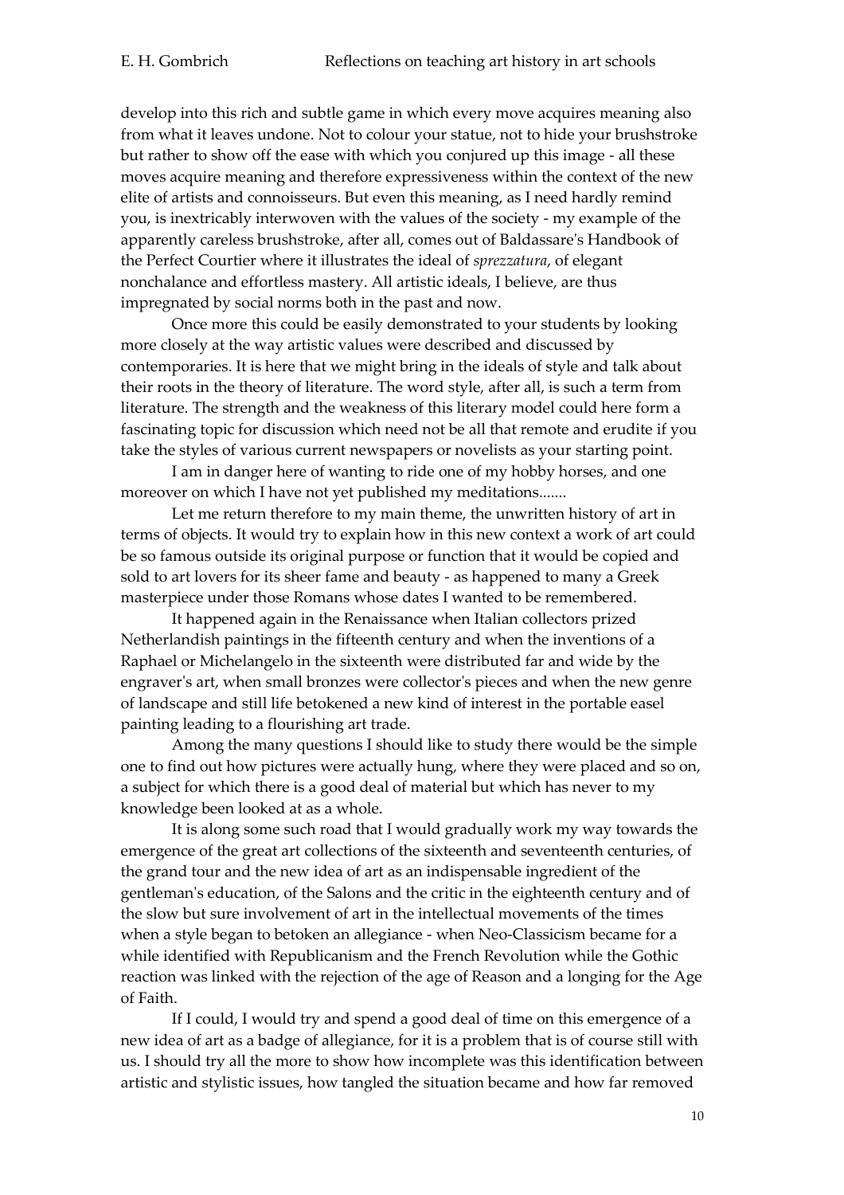develop into this rich and subtle game in which every move acquires meaning also from what it leaves undone. Not to colour your statue, not to hide your brushstroke but rather to show off the ease with which you conjured up this image - all these moves acquire meaning and therefore expressiveness within the context of the new elite of artists and connoisseurs. But even this meaning, as I need hardly remind you, is inextricably interwoven with the values of the society - my example of the apparently careless brushstroke, after all, comes out of Baldassare's Handbook of the Perfect Courtier where it illustrates the ideal of *sprezzatura*, of elegant nonchalance and effortless mastery. All artistic ideals, I believe, are thus impregnated by social norms both in the past and now.

Once more this could be easily demonstrated to your students by looking more closely at the way artistic values were described and discussed by contemporaries. It is here that we might bring in the ideals of style and talk about their roots in the theory of literature. The word style, after all, is such a term from literature. The strength and the weakness of this literary model could here form a fascinating topic for discussion which need not be all that remote and erudite if you take the styles of various current newspapers or novelists as your starting point.

I am in danger here of wanting to ride one of my hobby horses, and one moreover on which I have not yet published my meditations.......

Let me return therefore to my main theme, the unwritten history of art in terms of objects. It would try to explain how in this new context a work of art could be so famous outside its original purpose or function that it would be copied and sold to art lovers for its sheer fame and beauty - as happened to many a Greek masterpiece under those Romans whose dates I wanted to be remembered.

It happened again in the Renaissance when Italian collectors prized Netherlandish paintings in the fifteenth century and when the inventions of a Raphael or Michelangelo in the sixteenth were distributed far and wide by the engraver's art, when small bronzes were collector's pieces and when the new genre of landscape and still life betokened a new kind of interest in the portable easel painting leading to a flourishing art trade.

Among the many questions I should like to study there would be the simple one to find out how pictures were actually hung, where they were placed and so on, a subject for which there is a good deal of material but which has never to my knowledge been looked at as a whole.

It is along some such road that I would gradually work my way towards the emergence of the great art collections of the sixteenth and seventeenth centuries, of the grand tour and the new idea of art as an indispensable ingredient of the gentleman's education, of the Salons and the critic in the eighteenth century and of the slow but sure involvement of art in the intellectual movements of the times when a style began to betoken an allegiance - when Neo-Classicism became for a while identified with Republicanism and the French Revolution while the Gothic reaction was linked with the rejection of the age of Reason and a longing for the Age of Faith.

If I could, I would try and spend a good deal of time on this emergence of a new idea of art as a badge of allegiance, for it is a problem that is of course still with us. I should try all the more to show how incomplete was this identification between artistic and stylistic issues, how tangled the situation became and how far removed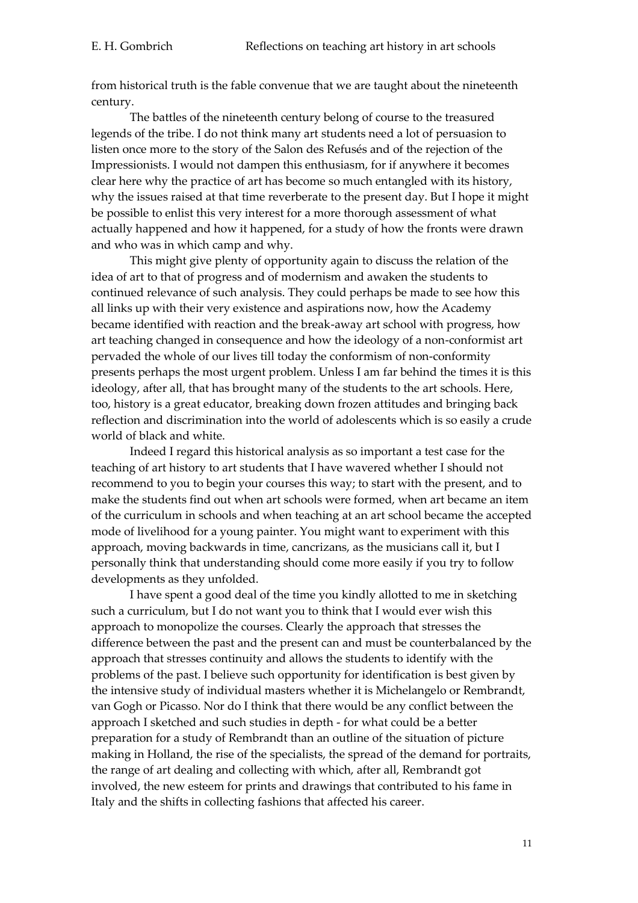from historical truth is the fable convenue that we are taught about the nineteenth century.

The battles of the nineteenth century belong of course to the treasured legends of the tribe. I do not think many art students need a lot of persuasion to listen once more to the story of the Salon des Refusés and of the rejection of the Impressionists. I would not dampen this enthusiasm, for if anywhere it becomes clear here why the practice of art has become so much entangled with its history, why the issues raised at that time reverberate to the present day. But I hope it might be possible to enlist this very interest for a more thorough assessment of what actually happened and how it happened, for a study of how the fronts were drawn and who was in which camp and why.

This might give plenty of opportunity again to discuss the relation of the idea of art to that of progress and of modernism and awaken the students to continued relevance of such analysis. They could perhaps be made to see how this all links up with their very existence and aspirations now, how the Academy became identified with reaction and the break-away art school with progress, how art teaching changed in consequence and how the ideology of a non-conformist art pervaded the whole of our lives till today the conformism of non-conformity presents perhaps the most urgent problem. Unless I am far behind the times it is this ideology, after all, that has brought many of the students to the art schools. Here, too, history is a great educator, breaking down frozen attitudes and bringing back reflection and discrimination into the world of adolescents which is so easily a crude world of black and white.

Indeed I regard this historical analysis as so important a test case for the teaching of art history to art students that I have wavered whether I should not recommend to you to begin your courses this way; to start with the present, and to make the students find out when art schools were formed, when art became an item of the curriculum in schools and when teaching at an art school became the accepted mode of livelihood for a young painter. You might want to experiment with this approach, moving backwards in time, cancrizans, as the musicians call it, but I personally think that understanding should come more easily if you try to follow developments as they unfolded.

I have spent a good deal of the time you kindly allotted to me in sketching such a curriculum, but I do not want you to think that I would ever wish this approach to monopolize the courses. Clearly the approach that stresses the difference between the past and the present can and must be counterbalanced by the approach that stresses continuity and allows the students to identify with the problems of the past. I believe such opportunity for identification is best given by the intensive study of individual masters whether it is Michelangelo or Rembrandt, van Gogh or Picasso. Nor do I think that there would be any conflict between the approach I sketched and such studies in depth - for what could be a better preparation for a study of Rembrandt than an outline of the situation of picture making in Holland, the rise of the specialists, the spread of the demand for portraits, the range of art dealing and collecting with which, after all, Rembrandt got involved, the new esteem for prints and drawings that contributed to his fame in Italy and the shifts in collecting fashions that affected his career.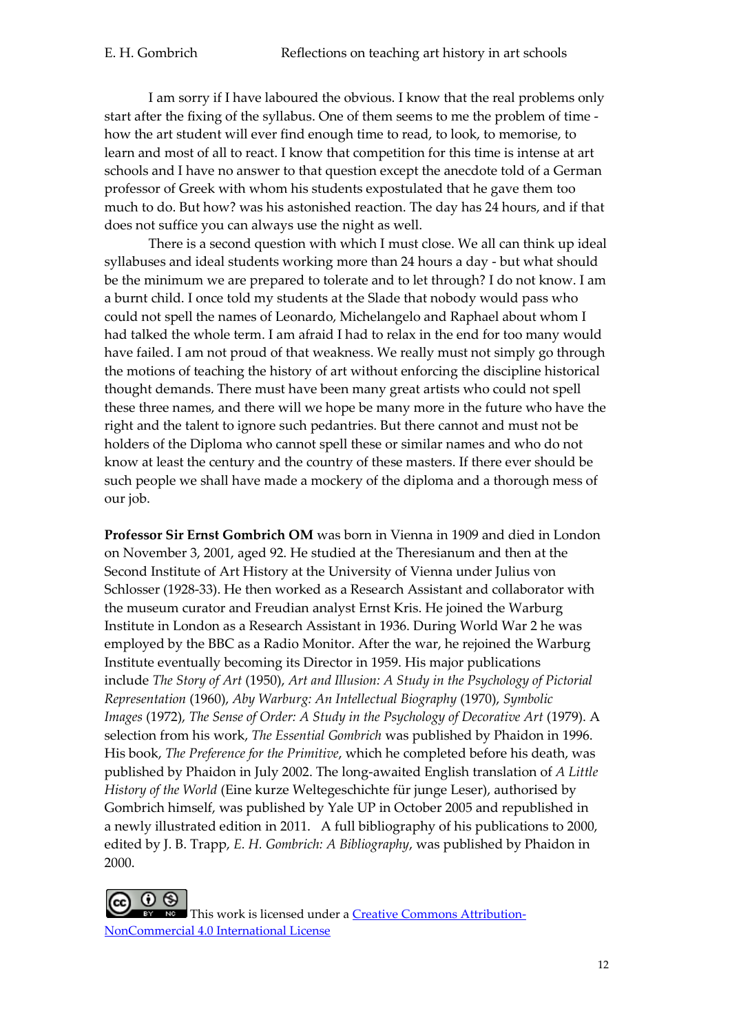I am sorry if I have laboured the obvious. I know that the real problems only start after the fixing of the syllabus. One of them seems to me the problem of time - how the art student will ever find enough time to read, to look, to memorise, to learn and most of all to react. I know that competition for this time is intense at art schools and I have no answer to that question except the anecdote told of a German professor of Greek with whom his students expostulated that he gave them too much to do. But how? was his astonished reaction. The day has 24 hours, and if that does not suffice you can always use the night as well.

There is a second question with which I must close. We all can think up ideal syllabuses and ideal students working more than 24 hours a day - but what should be the minimum we are prepared to tolerate and to let through? I do not know. I am a burnt child. I once told my students at the Slade that nobody would pass who could not spell the names of Leonardo, Michelangelo and Raphael about whom I had talked the whole term. I am afraid I had to relax in the end for too many would have failed. I am not proud of that weakness. We really must not simply go through the motions of teaching the history of art without enforcing the discipline historical thought demands. There must have been many great artists who could not spell these three names, and there will we hope be many more in the future who have the right and the talent to ignore such pedantries. But there cannot and must not be holders of the Diploma who cannot spell these or similar names and who do not know at least the century and the country of these masters. If there ever should be such people we shall have made a mockery of the diploma and a thorough mess of our job.

**Professor Sir Ernst Gombrich OM** was born in Vienna in 1909 and died in London on November 3, 2001, aged 92. He studied at the Theresianum and then at the Second Institute of Art History at the University of Vienna under Julius von Schlosser (1928-33). He then worked as a Research Assistant and collaborator with the museum curator and Freudian analyst Ernst Kris. He joined the Warburg Institute in London as a Research Assistant in 1936. During World War 2 he was employed by the BBC as a Radio Monitor. After the war, he rejoined the Warburg Institute eventually becoming its Director in 1959. His major publications include *The Story of Art* (1950), *Art and Illusion: A Study in the Psychology of Pictorial Representation* (1960), *Aby Warburg: An Intellectual Biography* (1970), *Symbolic Images* (1972), *The Sense of Order: A Study in the Psychology of Decorative Art* (1979). A selection from his work, *The Essential Gombrich* was published by Phaidon in 1996. His book, *The Preference for the Primitive*, which he completed before his death, was published by Phaidon in July 2002. The long-awaited English translation of *A Little History of the World* (Eine kurze Weltegeschichte für junge Leser), authorised by Gombrich himself, was published by Yale UP in October 2005 and republished in a newly illustrated edition in 2011. A full bibliography of his publications to 2000, edited by J. B. Trapp, *E. H. Gombrich: A Bibliography*, was published by Phaidon in 2000.

This work is licensed under a [Creative Commons Attribution-NonCommercial 4.0 International License](http://creativecommons.org/licenses/by-nc/4.0/)